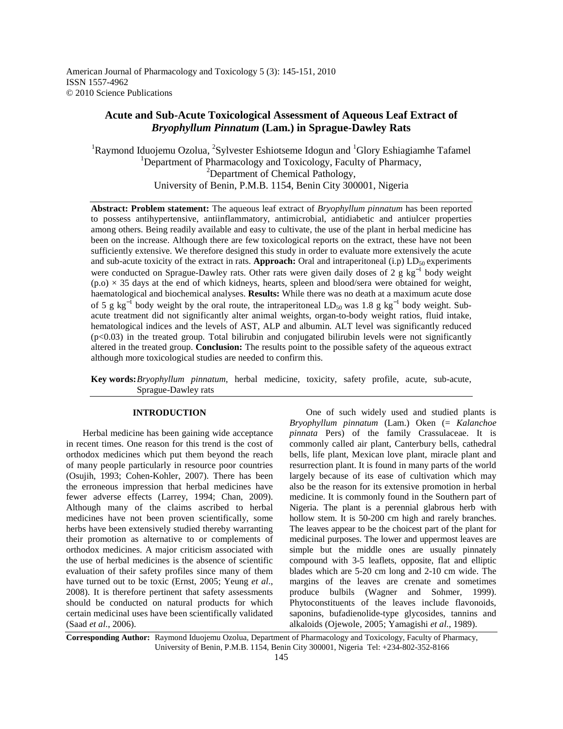# Acute and Sub-Acute Toxicological Assessment of Aqueous Leaf Extract of *Bryophyllum Pinnatum* (Lam.) in Sprague-Dawley Rats

[1]Raymond Iduojemu Ozolua, [2]Sylvester Eshiotseme Idogun and [1]Glory Eshiagiamhe Tafamel
[1]Department of Pharmacology and Toxicology, Faculty of Pharmacy,
[2]Department of Chemical Pathology,
University of Benin, P.M.B. 1154, Benin City 300001, Nigeria

**Abstract: Problem statement:** The aqueous leaf extract of *Bryophyllum pinnatum* has been reported to possess antihypertensive, antiinflammatory, antimicrobial, antidiabetic and antiulcer properties among others. Being readily available and easy to cultivate, the use of the plant in herbal medicine has been on the increase. Although there are few toxicological reports on the extract, these have not been sufficiently extensive. We therefore designed this study in order to evaluate more extensively the acute and sub-acute toxicity of the extract in rats. **Approach:** Oral and intraperitoneal (i.p) $LD_{50}$ experiments were conducted on Sprague-Dawley rats. Other rats were given daily doses of 2 g $kg^{-1}$ body weight (p.o) × 35 days at the end of which kidneys, hearts, spleen and blood/sera were obtained for weight, haematological and biochemical analyses. **Results:** While there was no death at a maximum acute dose of 5 g $kg^{-1}$ body weight by the oral route, the intraperitoneal $LD_{50}$ was 1.8 g $kg^{-1}$ body weight. Sub-acute treatment did not significantly alter animal weights, organ-to-body weight ratios, fluid intake, hematological indices and the levels of AST, ALP and albumin. ALT level was significantly reduced ($p<0.03$) in the treated group. Total bilirubin and conjugated bilirubin levels were not significantly altered in the treated group. **Conclusion:** The results point to the possible safety of the aqueous extract although more toxicological studies are needed to confirm this.

**Key words:** *Bryophyllum pinnatum*, herbal medicine, toxicity, safety profile, acute, sub-acute, Sprague-Dawley rats

## INTRODUCTION

Herbal medicine has been gaining wide acceptance in recent times. One reason for this trend is the cost of orthodox medicines which put them beyond the reach of many people particularly in resource poor countries (Osujih, 1993; Cohen-Kohler, 2007). There has been the erroneous impression that herbal medicines have fewer adverse effects (Larrey, 1994; Chan, 2009). Although many of the claims ascribed to herbal medicines have not been proven scientifically, some herbs have been extensively studied thereby warranting their promotion as alternative to or complements of orthodox medicines. A major criticism associated with the use of herbal medicines is the absence of scientific evaluation of their safety profiles since many of them have turned out to be toxic (Ernst, 2005; Yeung *et al*., 2008). It is therefore pertinent that safety assessments should be conducted on natural products for which certain medicinal uses have been scientifically validated (Saad *et al*., 2006).

One of such widely used and studied plants is *Bryophyllum pinnatum* (Lam.) Oken (= *Kalanchoe pinnata* Pers) of the family Crassulaceae. It is commonly called air plant, Canterbury bells, cathedral bells, life plant, Mexican love plant, miracle plant and resurrection plant. It is found in many parts of the world largely because of its ease of cultivation which may also be the reason for its extensive promotion in herbal medicine. It is commonly found in the Southern part of Nigeria. The plant is a perennial glabrous herb with hollow stem. It is 50-200 cm high and rarely branches. The leaves appear to be the choicest part of the plant for medicinal purposes. The lower and uppermost leaves are simple but the middle ones are usually pinnately compound with 3-5 leaflets, opposite, flat and elliptic blades which are 5-20 cm long and 2-10 cm wide. The margins of the leaves are crenate and sometimes produce bulbils (Wagner and Sohmer, 1999). Phytoconstituents of the leaves include flavonoids, saponins, bufadienolide-type glycosides, tannins and alkaloids (Ojewole, 2005; Yamagishi *et al*., 1989).

**Corresponding Author:** Raymond Iduojemu Ozolua, Department of Pharmacology and Toxicology, Faculty of Pharmacy, University of Benin, P.M.B. 1154, Benin City 300001, Nigeria Tel: +234-802-352-8166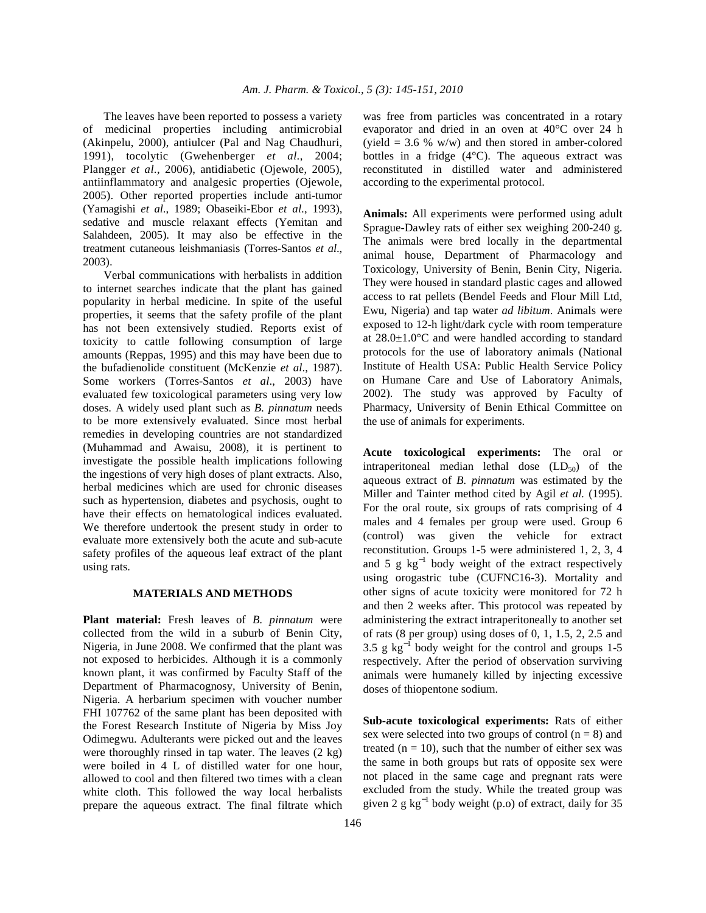The leaves have been reported to possess a variety of medicinal properties including antimicrobial (Akinpelu, 2000), antiulcer (Pal and Nag Chaudhuri, 1991), tocolytic (Gwehenberger *et al*., 2004; Plangger *et al*., 2006), antidiabetic (Ojewole, 2005), antiinflammatory and analgesic properties (Ojewole, 2005). Other reported properties include anti-tumor (Yamagishi *et al*., 1989; Obaseiki-Ebor *et al*., 1993), sedative and muscle relaxant effects (Yemitan and Salahdeen, 2005). It may also be effective in the treatment cutaneous leishmaniasis (Torres-Santos *et al*., 2003).

Verbal communications with herbalists in addition to internet searches indicate that the plant has gained popularity in herbal medicine. In spite of the useful properties, it seems that the safety profile of the plant has not been extensively studied. Reports exist of toxicity to cattle following consumption of large amounts (Reppas, 1995) and this may have been due to the bufadienolide constituent (McKenzie *et al*., 1987). Some workers (Torres-Santos *et al*., 2003) have evaluated few toxicological parameters using very low doses. A widely used plant such as *B. pinnatum* needs to be more extensively evaluated. Since most herbal remedies in developing countries are not standardized (Muhammad and Awaisu, 2008), it is pertinent to investigate the possible health implications following the ingestions of very high doses of plant extracts. Also, herbal medicines which are used for chronic diseases such as hypertension, diabetes and psychosis, ought to have their effects on hematological indices evaluated. We therefore undertook the present study in order to evaluate more extensively both the acute and sub-acute safety profiles of the aqueous leaf extract of the plant using rats.

## MATERIALS AND METHODS

**Plant material:** Fresh leaves of *B. pinnatum* were collected from the wild in a suburb of Benin City, Nigeria, in June 2008. We confirmed that the plant was not exposed to herbicides. Although it is a commonly known plant, it was confirmed by Faculty Staff of the Department of Pharmacognosy, University of Benin, Nigeria. A herbarium specimen with voucher number FHI 107762 of the same plant has been deposited with the Forest Research Institute of Nigeria by Miss Joy Odimegwu. Adulterants were picked out and the leaves were thoroughly rinsed in tap water. The leaves (2 kg) were boiled in 4 L of distilled water for one hour, allowed to cool and then filtered two times with a clean white cloth. This followed the way local herbalists prepare the aqueous extract. The final filtrate which was free from particles was concentrated in a rotary evaporator and dried in an oven at 40°C over 24 h (yield = 3.6 % w/w) and then stored in amber-colored bottles in a fridge (4°C). The aqueous extract was reconstituted in distilled water and administered according to the experimental protocol.

**Animals:** All experiments were performed using adult Sprague-Dawley rats of either sex weighing 200-240 g. The animals were bred locally in the departmental animal house, Department of Pharmacology and Toxicology, University of Benin, Benin City, Nigeria. They were housed in standard plastic cages and allowed access to rat pellets (Bendel Feeds and Flour Mill Ltd, Ewu, Nigeria) and tap water *ad libitum*. Animals were exposed to 12-h light/dark cycle with room temperature at 28.0±1.0°C and were handled according to standard protocols for the use of laboratory animals (National Institute of Health USA: Public Health Service Policy on Humane Care and Use of Laboratory Animals, 2002). The study was approved by Faculty of Pharmacy, University of Benin Ethical Committee on the use of animals for experiments.

**Acute toxicological experiments:** The oral or intraperitoneal median lethal dose ($LD_{50}$) of the aqueous extract of *B. pinnatum* was estimated by the Miller and Tainter method cited by Agil *et al.* (1995). For the oral route, six groups of rats comprising of 4 males and 4 females per group were used. Group 6 (control) was given the vehicle for extract reconstitution. Groups 1-5 were administered 1, 2, 3, 4 and 5 g $kg^{-1}$ body weight of the extract respectively using orogastric tube (CUFNC16-3). Mortality and other signs of acute toxicity were monitored for 72 h and then 2 weeks after. This protocol was repeated by administering the extract intraperitoneally to another set of rats (8 per group) using doses of 0, 1, 1.5, 2, 2.5 and 3.5 g $kg^{-1}$ body weight for the control and groups 1-5 respectively. After the period of observation surviving animals were humanely killed by injecting excessive doses of thiopentone sodium.

**Sub-acute toxicological experiments:** Rats of either sex were selected into two groups of control ($n = 8$) and treated ($n = 10$), such that the number of either sex was the same in both groups but rats of opposite sex were not placed in the same cage and pregnant rats were excluded from the study. While the treated group was given 2 g $kg^{-1}$ body weight (p.o) of extract, daily for 35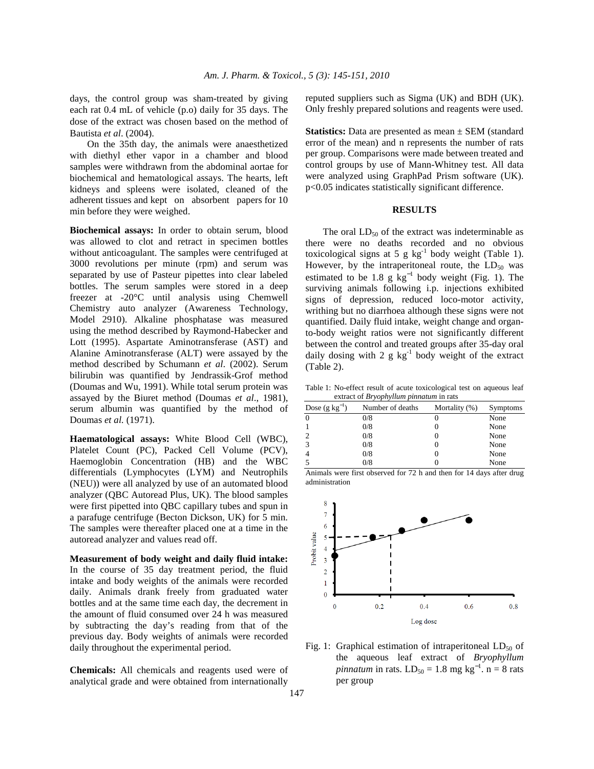days, the control group was sham-treated by giving each rat 0.4 mL of vehicle (p.o) daily for 35 days. The dose of the extract was chosen based on the method of Bautista *et al*. (2004).

On the 35th day, the animals were anaesthetized with diethyl ether vapor in a chamber and blood samples were withdrawn from the abdominal aortae for biochemical and hematological assays. The hearts, left kidneys and spleens were isolated, cleaned of the adherent tissues and kept on absorbent papers for 10 min before they were weighed.

**Biochemical assays:** In order to obtain serum, blood was allowed to clot and retract in specimen bottles without anticoagulant. The samples were centrifuged at 3000 revolutions per minute (rpm) and serum was separated by use of Pasteur pipettes into clear labeled bottles. The serum samples were stored in a deep freezer at -20°C until analysis using Chemwell Chemistry auto analyzer (Awareness Technology, Model 2910). Alkaline phosphatase was measured using the method described by Raymond-Habecker and Lott (1995). Aspartate Aminotransferase (AST) and Alanine Aminotransferase (ALT) were assayed by the method described by Schumann *et al*. (2002). Serum bilirubin was quantified by Jendrassik-Grof method (Doumas and Wu, 1991). While total serum protein was assayed by the Biuret method (Doumas *et al*., 1981), serum albumin was quantified by the method of Doumas *et al.* (1971).

**Haematological assays:** White Blood Cell (WBC), Platelet Count (PC), Packed Cell Volume (PCV), Haemoglobin Concentration (HB) and the WBC differentials (Lymphocytes (LYM) and Neutrophils (NEU)) were all analyzed by use of an automated blood analyzer (QBC Autoread Plus, UK). The blood samples were first pipetted into QBC capillary tubes and spun in a parafuge centrifuge (Becton Dickson, UK) for 5 min. The samples were thereafter placed one at a time in the autoread analyzer and values read off.

**Measurement of body weight and daily fluid intake:** In the course of 35 day treatment period, the fluid intake and body weights of the animals were recorded daily. Animals drank freely from graduated water bottles and at the same time each day, the decrement in the amount of fluid consumed over 24 h was measured by subtracting the day's reading from that of the previous day. Body weights of animals were recorded daily throughout the experimental period.

**Chemicals:** All chemicals and reagents used were of analytical grade and were obtained from internationally reputed suppliers such as Sigma (UK) and BDH (UK). Only freshly prepared solutions and reagents were used.

**Statistics:** Data are presented as mean ± SEM (standard error of the mean) and n represents the number of rats per group. Comparisons were made between treated and control groups by use of Mann-Whitney test. All data were analyzed using GraphPad Prism software (UK). $p<0.05$ indicates statistically significant difference.

## RESULTS

The oral $LD_{50}$ of the extract was indeterminable as there were no deaths recorded and no obvious toxicological signs at 5 g $kg^{-1}$ body weight (Table 1). However, by the intraperitoneal route, the $LD_{50}$ was estimated to be 1.8 g $kg^{-1}$ body weight (Fig. 1). The surviving animals following i.p. injections exhibited signs of depression, reduced loco-motor activity, writhing but no diarrhoea although these signs were not quantified. Daily fluid intake, weight change and organ-to-body weight ratios were not significantly different between the control and treated groups after 35-day oral daily dosing with 2 g $kg^{-1}$ body weight of the extract (Table 2).

Table 1: No-effect result of acute toxicological test on aqueous leaf extract of *Bryophyllum pinnatum* in rats

| Dose (g $kg^{-1}$) | Number of deaths | Mortality (%) | Symptoms |
|---|---|---|---|
| 0 | 0/8 | 0 | None |
| 1 | 0/8 | 0 | None |
| 2 | 0/8 | 0 | None |
| 3 | 0/8 | 0 | None |
| 4 | 0/8 | 0 | None |
| 5 | 0/8 | 0 | None |

Animals were first observed for 72 h and then for 14 days after drug administration

Fig. 1: Graphical estimation of intraperitoneal $LD_{50}$ of the aqueous leaf extract of *Bryophyllum pinnatum* in rats. $LD_{50}$ = 1.8 mg $kg^{-1}$. n = 8 rats per group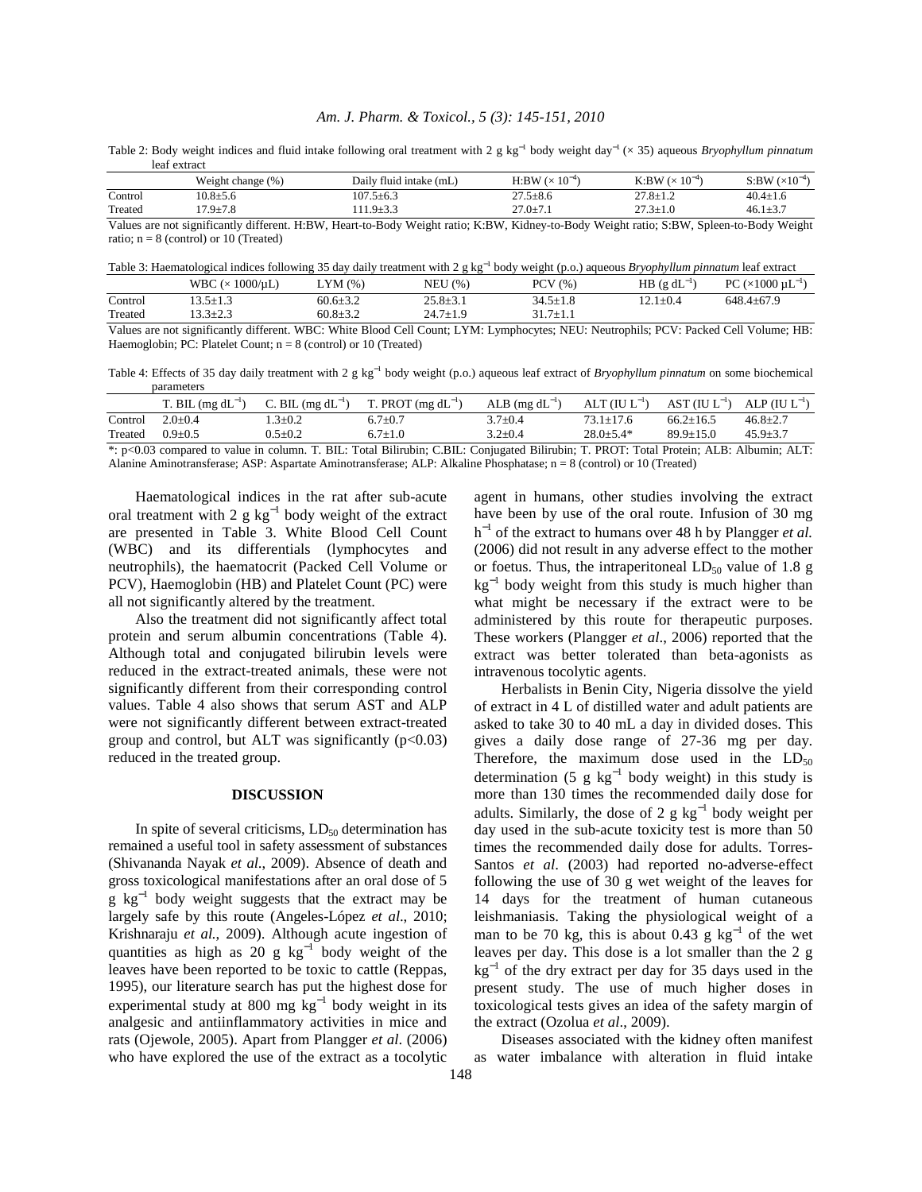Table 2: Body weight indices and fluid intake following oral treatment with 2 g kg$^{-1}$ body weight day$^{-1}$ (× 35) aqueous *Bryophyllum pinnatum* leaf extract

| | Weight change (%) | Daily fluid intake (mL) | H:BW (× $10^{-4}$) | K:BW (× $10^{-4}$) | S:BW (×$10^{-4}$) |
|---|---|---|---|---|---|
| Control | 10.8±5.6 | 107.5±6.3 | 27.5±8.6 | 27.8±1.2 | 40.4±1.6 |
| Treated | 17.9±7.8 | 111.9±3.3 | 27.0±7.1 | 27.3±1.0 | 46.1±3.7 |

Values are not significantly different. H:BW, Heart-to-Body Weight ratio; K:BW, Kidney-to-Body Weight ratio; S:BW, Spleen-to-Body Weight ratio; n = 8 (control) or 10 (Treated)

Table 3: Haematological indices following 35 day daily treatment with 2 g kg$^{-1}$ body weight (p.o.) aqueous *Bryophyllum pinnatum* leaf extract

| | WBC (× 1000/µL) | LYM (%) | NEU (%) | PCV (%) | HB (g dL$^{-1}$) | PC (×1000 µL$^{-1}$) |
|---|---|---|---|---|---|---|
| Control | 13.5±1.3 | 60.6±3.2 | 25.8±3.1 | 34.5±1.8 | 12.1±0.4 | 648.4±67.9 |
| Treated | 13.3±2.3 | 60.8±3.2 | 24.7±1.9 | 31.7±1.1 | | |

Values are not significantly different. WBC: White Blood Cell Count; LYM: Lymphocytes; NEU: Neutrophils; PCV: Packed Cell Volume; HB: Haemoglobin; PC: Platelet Count; n = 8 (control) or 10 (Treated)

Table 4: Effects of 35 day daily treatment with 2 g kg$^{-1}$ body weight (p.o.) aqueous leaf extract of *Bryophyllum pinnatum* on some biochemical parameters

| | T. BIL (mg dL$^{-1}$) | C. BIL (mg dL$^{-1}$) | T. PROT (mg dL$^{-1}$) | ALB (mg dL$^{-1}$) | ALT (IU L$^{-1}$) | AST (IU L$^{-1}$) | ALP (IU L$^{-1}$) |
|---|---|---|---|---|---|---|---|
| Control | 2.0±0.4 | 1.3±0.2 | 6.7±0.7 | 3.7±0.4 | 73.1±17.6 | 66.2±16.5 | 46.8±2.7 |
| Treated | 0.9±0.5 | 0.5±0.2 | 6.7±1.0 | 3.2±0.4 | 28.0±5.4* | 89.9±15.0 | 45.9±3.7 |

*: p<0.03 compared to value in column. T. BIL: Total Bilirubin; C.BIL: Conjugated Bilirubin; T. PROT: Total Protein; ALB: Albumin; ALT: Alanine Aminotransferase; ASP: Aspartate Aminotransferase; ALP: Alkaline Phosphatase; n = 8 (control) or 10 (Treated)

Haematological indices in the rat after sub-acute oral treatment with 2 g kg$^{-1}$ body weight of the extract are presented in Table 3. White Blood Cell Count (WBC) and its differentials (lymphocytes and neutrophils), the haematocrit (Packed Cell Volume or PCV), Haemoglobin (HB) and Platelet Count (PC) were all not significantly altered by the treatment.

Also the treatment did not significantly affect total protein and serum albumin concentrations (Table 4). Although total and conjugated bilirubin levels were reduced in the extract-treated animals, these were not significantly different from their corresponding control values. Table 4 also shows that serum AST and ALP were not significantly different between extract-treated group and control, but ALT was significantly (p<0.03) reduced in the treated group.

## DISCUSSION

In spite of several criticisms, $LD_{50}$ determination has remained a useful tool in safety assessment of substances (Shivananda Nayak *et al*., 2009). Absence of death and gross toxicological manifestations after an oral dose of 5 g kg$^{-1}$ body weight suggests that the extract may be largely safe by this route (Angeles-López *et al*., 2010; Krishnaraju *et al*., 2009). Although acute ingestion of quantities as high as 20 g kg$^{-1}$ body weight of the leaves have been reported to be toxic to cattle (Reppas, 1995), our literature search has put the highest dose for experimental study at 800 mg kg$^{-1}$ body weight in its analgesic and antiinflammatory activities in mice and rats (Ojewole, 2005). Apart from Plangger *et al*. (2006) who have explored the use of the extract as a tocolytic agent in humans, other studies involving the extract have been by use of the oral route. Infusion of 30 mg h$^{-1}$ of the extract to humans over 48 h by Plangger *et al.* (2006) did not result in any adverse effect to the mother or foetus. Thus, the intraperitoneal $LD_{50}$ value of 1.8 g kg$^{-1}$ body weight from this study is much higher than what might be necessary if the extract were to be administered by this route for therapeutic purposes. These workers (Plangger *et al*., 2006) reported that the extract was better tolerated than beta-agonists as intravenous tocolytic agents.

Herbalists in Benin City, Nigeria dissolve the yield of extract in 4 L of distilled water and adult patients are asked to take 30 to 40 mL a day in divided doses. This gives a daily dose range of 27-36 mg per day. Therefore, the maximum dose used in the $LD_{50}$ determination (5 g kg$^{-1}$ body weight) in this study is more than 130 times the recommended daily dose for adults. Similarly, the dose of 2 g kg$^{-1}$ body weight per day used in the sub-acute toxicity test is more than 50 times the recommended daily dose for adults. Torres-Santos *et al*. (2003) had reported no-adverse-effect following the use of 30 g wet weight of the leaves for 14 days for the treatment of human cutaneous leishmaniasis. Taking the physiological weight of a man to be 70 kg, this is about 0.43 g kg$^{-1}$ of the wet leaves per day. This dose is a lot smaller than the 2 g kg$^{-1}$ of the dry extract per day for 35 days used in the present study. The use of much higher doses in toxicological tests gives an idea of the safety margin of the extract (Ozolua *et al*., 2009).

Diseases associated with the kidney often manifest as water imbalance with alteration in fluid intake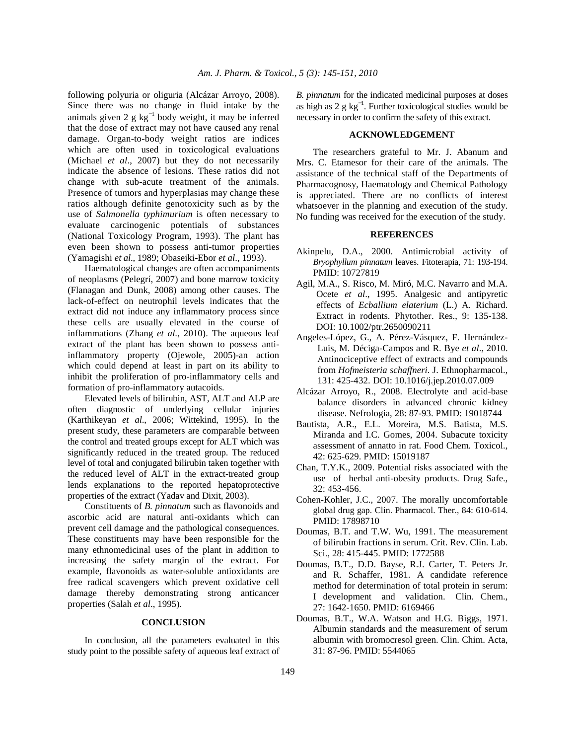following polyuria or oliguria (Alcázar Arroyo, 2008). Since there was no change in fluid intake by the animals given 2 g $kg^{-1}$ body weight, it may be inferred that the dose of extract may not have caused any renal damage. Organ-to-body weight ratios are indices which are often used in toxicological evaluations (Michael *et al*., 2007) but they do not necessarily indicate the absence of lesions. These ratios did not change with sub-acute treatment of the animals. Presence of tumors and hyperplasias may change these ratios although definite genotoxicity such as by the use of *Salmonella typhimurium* is often necessary to evaluate carcinogenic potentials of substances (National Toxicology Program, 1993). The plant has even been shown to possess anti-tumor properties (Yamagishi *et al*., 1989; Obaseiki-Ebor *et al*., 1993).

Haematological changes are often accompaniments of neoplasms (Pelegrí, 2007) and bone marrow toxicity (Flanagan and Dunk, 2008) among other causes. The lack-of-effect on neutrophil levels indicates that the extract did not induce any inflammatory process since these cells are usually elevated in the course of inflammations (Zhang *et al*., 2010). The aqueous leaf extract of the plant has been shown to possess anti-inflammatory property (Ojewole, 2005)-an action which could depend at least in part on its ability to inhibit the proliferation of pro-inflammatory cells and formation of pro-inflammatory autacoids.

Elevated levels of bilirubin, AST, ALT and ALP are often diagnostic of underlying cellular injuries (Karthikeyan *et al*., 2006; Wittekind, 1995). In the present study, these parameters are comparable between the control and treated groups except for ALT which was significantly reduced in the treated group. The reduced level of total and conjugated bilirubin taken together with the reduced level of ALT in the extract-treated group lends explanations to the reported hepatoprotective properties of the extract (Yadav and Dixit, 2003).

Constituents of *B. pinnatum* such as flavonoids and ascorbic acid are natural anti-oxidants which can prevent cell damage and the pathological consequences. These constituents may have been responsible for the many ethnomedicinal uses of the plant in addition to increasing the safety margin of the extract. For example, flavonoids as water-soluble antioxidants are free radical scavengers which prevent oxidative cell damage thereby demonstrating strong anticancer properties (Salah *et al*., 1995).

## CONCLUSION

In conclusion, all the parameters evaluated in this study point to the possible safety of aqueous leaf extract of *B. pinnatum* for the indicated medicinal purposes at doses as high as 2 g $kg^{-1}$. Further toxicological studies would be necessary in order to confirm the safety of this extract.

## ACKNOWLEDGEMENT

The researchers grateful to Mr. J. Abanum and Mrs. C. Etamesor for their care of the animals. The assistance of the technical staff of the Departments of Pharmacognosy, Haematology and Chemical Pathology is appreciated. There are no conflicts of interest whatsoever in the planning and execution of the study. No funding was received for the execution of the study.

## REFERENCES

Akinpelu, D.A., 2000. Antimicrobial activity of *Bryophyllum pinnatum* leaves. Fitoterapia, 71: 193-194. PMID: 10727819

Agil, M.A., S. Risco, M. Miró, M.C. Navarro and M.A. Ocete *et al*., 1995. Analgesic and antipyretic effects of *Ecballium elaterium* (L.) A. Richard. Extract in rodents. Phytother. Res., 9: 135-138. DOI: 10.1002/ptr.2650090211

Angeles-López, G., A. Pérez-Vásquez, F. Hernández-Luis, M. Déciga-Campos and R. Bye *et al*., 2010. Antinociceptive effect of extracts and compounds from *Hofmeisteria schaffneri*. J. Ethnopharmacol., 131: 425-432. DOI: 10.1016/j.jep.2010.07.009

Alcázar Arroyo, R., 2008. Electrolyte and acid-base balance disorders in advanced chronic kidney disease. Nefrologia, 28: 87-93. PMID: 19018744

Bautista, A.R., E.L. Moreira, M.S. Batista, M.S. Miranda and I.C. Gomes, 2004. Subacute toxicity assessment of annatto in rat. Food Chem. Toxicol., 42: 625-629. PMID: 15019187

Chan, T.Y.K., 2009. Potential risks associated with the use of herbal anti-obesity products. Drug Safe., 32: 453-456.

Cohen-Kohler, J.C., 2007. The morally uncomfortable global drug gap. Clin. Pharmacol. Ther., 84: 610-614. PMID: 17898710

Doumas, B.T. and T.W. Wu, 1991. The measurement of bilirubin fractions in serum. Crit. Rev. Clin. Lab. Sci., 28: 415-445. PMID: 1772588

Doumas, B.T., D.D. Bayse, R.J. Carter, T. Peters Jr. and R. Schaffer, 1981. A candidate reference method for determination of total protein in serum: I development and validation. Clin. Chem., 27: 1642-1650. PMID: 6169466

Doumas, B.T., W.A. Watson and H.G. Biggs, 1971. Albumin standards and the measurement of serum albumin with bromocresol green. Clin. Chim. Acta, 31: 87-96. PMID: 5544065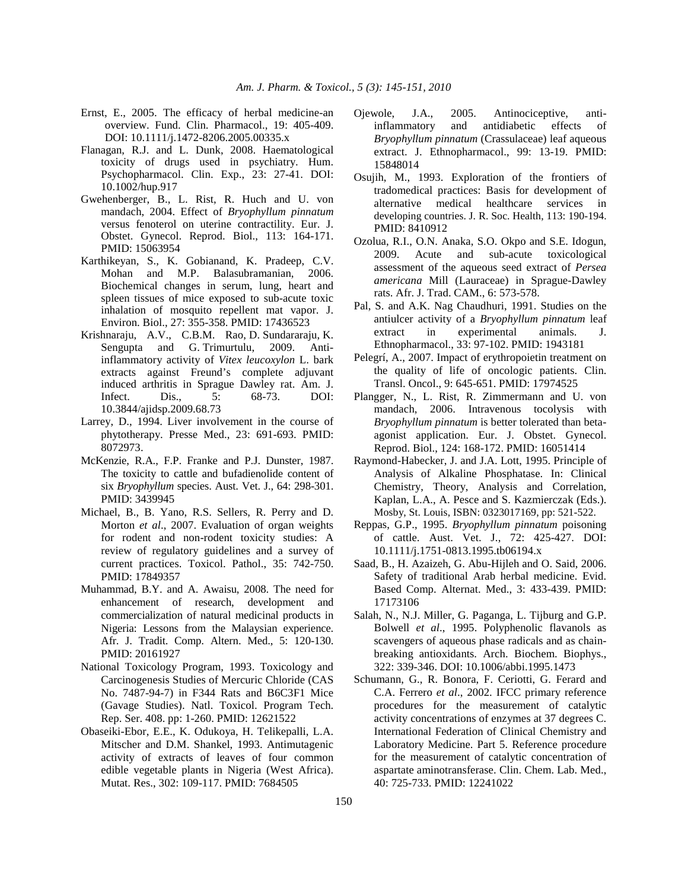Ernst, E., 2005. The efficacy of herbal medicine-an overview. Fund. Clin. Pharmacol., 19: 405-409. DOI: 10.1111/j.1472-8206.2005.00335.x

Flanagan, R.J. and L. Dunk, 2008. Haematological toxicity of drugs used in psychiatry. Hum. Psychopharmacol. Clin. Exp., 23: 27-41. DOI: 10.1002/hup.917

Gwehenberger, B., L. Rist, R. Huch and U. von mandach, 2004. Effect of *Bryophyllum pinnatum* versus fenoterol on uterine contractility. Eur. J. Obstet. Gynecol. Reprod. Biol., 113: 164-171. PMID: 15063954

Karthikeyan, S., K. Gobianand, K. Pradeep, C.V. Mohan and M.P. Balasubramanian, 2006. Biochemical changes in serum, lung, heart and spleen tissues of mice exposed to sub-acute toxic inhalation of mosquito repellent mat vapor. J. Environ. Biol., 27: 355-358. PMID: 17436523

Krishnaraju, A.V., C.B.M. Rao, D. Sundararaju, K. Sengupta and G. Trimurtulu, 2009. Anti-inflammatory activity of *Vitex leucoxylon* L. bark extracts against Freund's complete adjuvant induced arthritis in Sprague Dawley rat. Am. J. Infect. Dis., 5: 68-73. DOI: 10.3844/ajidsp.2009.68.73

Larrey, D., 1994. Liver involvement in the course of phytotherapy. Presse Med., 23: 691-693. PMID: 8072973.

McKenzie, R.A., F.P. Franke and P.J. Dunster, 1987. The toxicity to cattle and bufadienolide content of six *Bryophyllum* species. Aust. Vet. J., 64: 298-301. PMID: 3439945

Michael, B., B. Yano, R.S. Sellers, R. Perry and D. Morton *et al*., 2007. Evaluation of organ weights for rodent and non-rodent toxicity studies: A review of regulatory guidelines and a survey of current practices. Toxicol. Pathol., 35: 742-750. PMID: 17849357

Muhammad, B.Y. and A. Awaisu, 2008. The need for enhancement of research, development and commercialization of natural medicinal products in Nigeria: Lessons from the Malaysian experience. Afr. J. Tradit. Comp. Altern. Med., 5: 120-130. PMID: 20161927

National Toxicology Program, 1993. Toxicology and Carcinogenesis Studies of Mercuric Chloride (CAS No. 7487-94-7) in F344 Rats and B6C3F1 Mice (Gavage Studies). Natl. Toxicol. Program Tech. Rep. Ser. 408. pp: 1-260. PMID: 12621522

Obaseiki-Ebor, E.E., K. Odukoya, H. Telikepalli, L.A. Mitscher and D.M. Shankel, 1993. Antimutagenic activity of extracts of leaves of four common edible vegetable plants in Nigeria (West Africa). Mutat. Res., 302: 109-117. PMID: 7684505

Ojewole, J.A., 2005. Antinociceptive, anti-inflammatory and antidiabetic effects of *Bryophyllum pinnatum* (Crassulaceae) leaf aqueous extract. J. Ethnopharmacol., 99: 13-19. PMID: 15848014

Osujih, M., 1993. Exploration of the frontiers of tradomedical practices: Basis for development of alternative medical healthcare services in developing countries. J. R. Soc. Health, 113: 190-194. PMID: 8410912

Ozolua, R.I., O.N. Anaka, S.O. Okpo and S.E. Idogun, 2009. Acute and sub-acute toxicological assessment of the aqueous seed extract of *Persea americana* Mill (Lauraceae) in Sprague-Dawley rats. Afr. J. Trad. CAM., 6: 573-578.

Pal, S. and A.K. Nag Chaudhuri, 1991. Studies on the antiulcer activity of a *Bryophyllum pinnatum* leaf extract in experimental animals. J. Ethnopharmacol., 33: 97-102. PMID: 1943181

Pelegrí, A., 2007. Impact of erythropoietin treatment on the quality of life of oncologic patients. Clin. Transl. Oncol., 9: 645-651. PMID: 17974525

Plangger, N., L. Rist, R. Zimmermann and U. von mandach, 2006. Intravenous tocolysis with *Bryophyllum pinnatum* is better tolerated than beta-agonist application. Eur. J. Obstet. Gynecol. Reprod. Biol., 124: 168-172. PMID: 16051414

Raymond-Habecker, J. and J.A. Lott, 1995. Principle of Analysis of Alkaline Phosphatase. In: Clinical Chemistry, Theory, Analysis and Correlation, Kaplan, L.A., A. Pesce and S. Kazmierczak (Eds.). Mosby, St. Louis, ISBN: 0323017169, pp: 521-522.

Reppas, G.P., 1995. *Bryophyllum pinnatum* poisoning of cattle. Aust. Vet. J., 72: 425-427. DOI: 10.1111/j.1751-0813.1995.tb06194.x

Saad, B., H. Azaizeh, G. Abu-Hijleh and O. Said, 2006. Safety of traditional Arab herbal medicine. Evid. Based Comp. Alternat. Med., 3: 433-439. PMID: 17173106

Salah, N., N.J. Miller, G. Paganga, L. Tijburg and G.P. Bolwell *et al*., 1995. Polyphenolic flavanols as scavengers of aqueous phase radicals and as chain-breaking antioxidants. Arch. Biochem. Biophys., 322: 339-346. DOI: 10.1006/abbi.1995.1473

Schumann, G., R. Bonora, F. Ceriotti, G. Ferard and C.A. Ferrero *et al*., 2002. IFCC primary reference procedures for the measurement of catalytic activity concentrations of enzymes at 37 degrees C. International Federation of Clinical Chemistry and Laboratory Medicine. Part 5. Reference procedure for the measurement of catalytic concentration of aspartate aminotransferase. Clin. Chem. Lab. Med., 40: 725-733. PMID: 12241022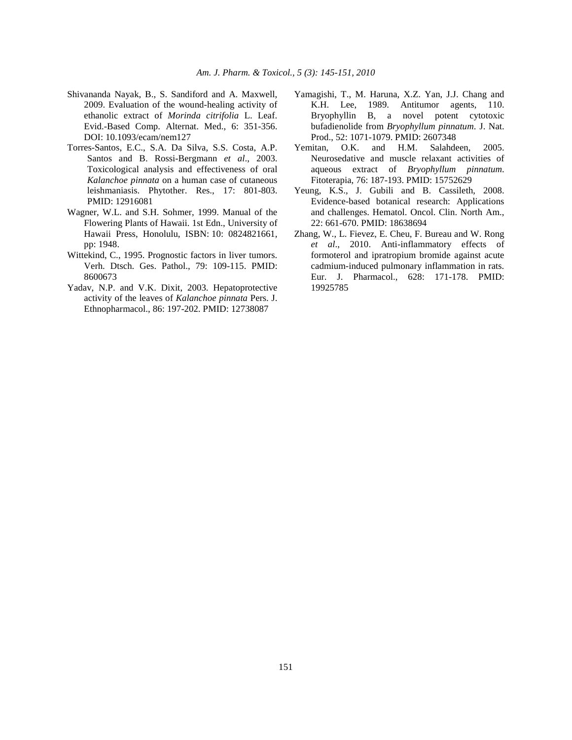Shivananda Nayak, B., S. Sandiford and A. Maxwell, 2009. Evaluation of the wound-healing activity of ethanolic extract of *Morinda citrifolia* L. Leaf. Evid.-Based Comp. Alternat. Med., 6: 351-356. DOI: 10.1093/ecam/nem127

Torres-Santos, E.C., S.A. Da Silva, S.S. Costa, A.P. Santos and B. Rossi-Bergmann *et al*., 2003. Toxicological analysis and effectiveness of oral *Kalanchoe pinnata* on a human case of cutaneous leishmaniasis. Phytother. Res., 17: 801-803. PMID: 12916081

Wagner, W.L. and S.H. Sohmer, 1999. Manual of the Flowering Plants of Hawaii. 1st Edn., University of Hawaii Press, Honolulu, ISBN: 10: 0824821661, pp: 1948.

Wittekind, C., 1995. Prognostic factors in liver tumors. Verh. Dtsch. Ges. Pathol., 79: 109-115. PMID: 8600673

Yadav, N.P. and V.K. Dixit, 2003. Hepatoprotective activity of the leaves of *Kalanchoe pinnata* Pers. J. Ethnopharmacol., 86: 197-202. PMID: 12738087

Yamagishi, T., M. Haruna, X.Z. Yan, J.J. Chang and K.H. Lee, 1989. Antitumor agents, 110. Bryophyllin B, a novel potent cytotoxic bufadienolide from *Bryophyllum pinnatum*. J. Nat. Prod., 52: 1071-1079. PMID: 2607348

Yemitan, O.K. and H.M. Salahdeen, 2005. Neurosedative and muscle relaxant activities of aqueous extract of *Bryophyllum pinnatum*. Fitoterapia, 76: 187-193. PMID: 15752629

Yeung, K.S., J. Gubili and B. Cassileth, 2008. Evidence-based botanical research: Applications and challenges. Hematol. Oncol. Clin. North Am., 22: 661-670. PMID: 18638694

Zhang, W., L. Fievez, E. Cheu, F. Bureau and W. Rong *et al*., 2010. Anti-inflammatory effects of formoterol and ipratropium bromide against acute cadmium-induced pulmonary inflammation in rats. Eur. J. Pharmacol., 628: 171-178. PMID: 19925785